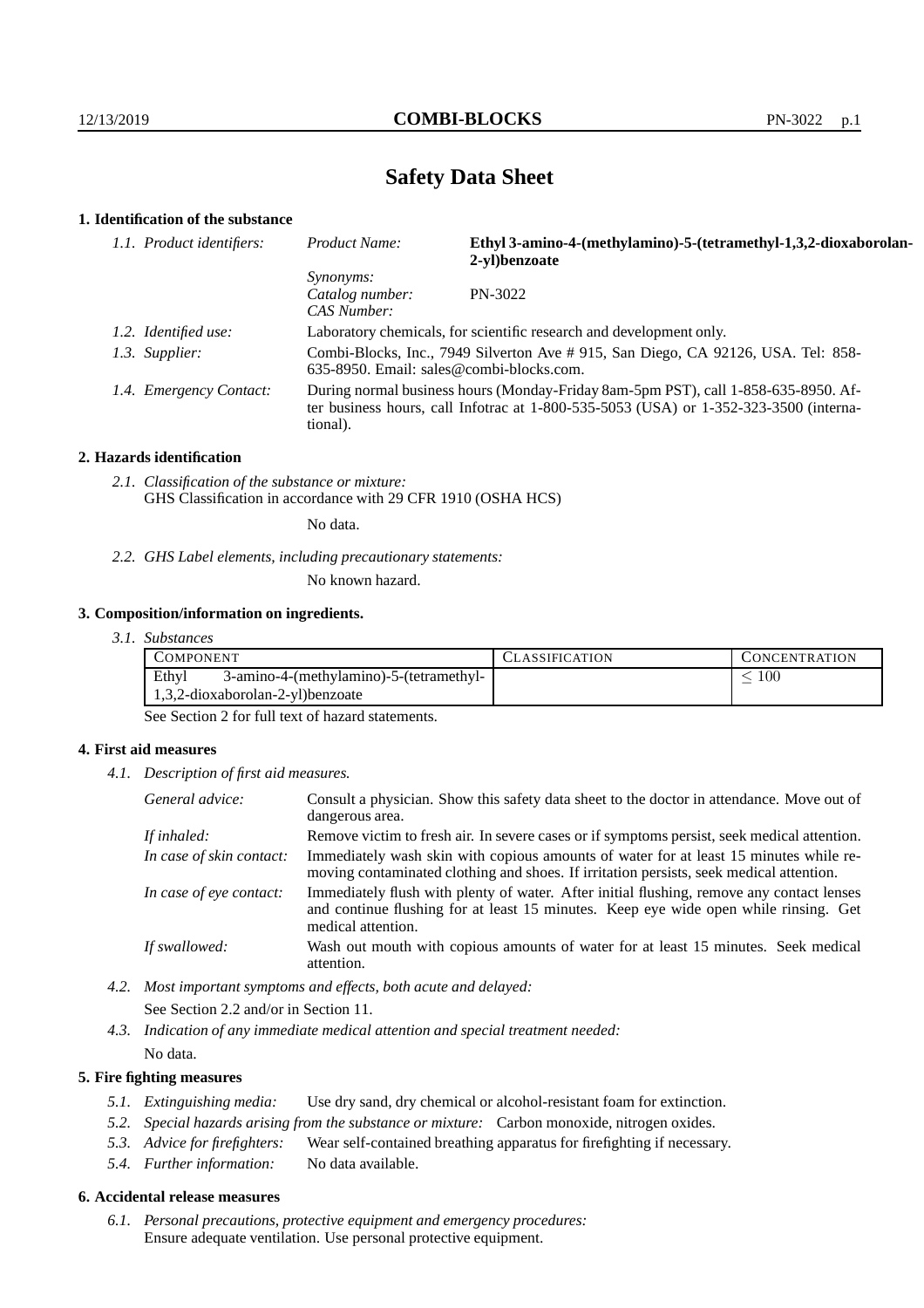# Safety Data Sheet

## 1. Identification of the substance

| | | |
|---|---|---|
| *1.1. Product identifiers:* | *Product Name:* | **Ethyl 3-amino-4-(methylamino)-5-(tetramethyl-1,3,2-dioxaborolan-2-yl)benzoate** |
| | *Synonyms:* | |
| | *Catalog number:* | PN-3022 |
| | *CAS Number:* | |
| *1.2. Identified use:* | Laboratory chemicals, for scientific research and development only. | |
| *1.3. Supplier:* | Combi-Blocks, Inc., 7949 Silverton Ave # 915, San Diego, CA 92126, USA. Tel: 858-635-8950. Email: sales@combi-blocks.com. | |
| *1.4. Emergency Contact:* | During normal business hours (Monday-Friday 8am-5pm PST), call 1-858-635-8950. After business hours, call Infotrac at 1-800-535-5053 (USA) or 1-352-323-3500 (international). | |

## 2. Hazards identification

*2.1. Classification of the substance or mixture:*
GHS Classification in accordance with 29 CFR 1910 (OSHA HCS)

No data.

*2.2. GHS Label elements, including precautionary statements:*

No known hazard.

## 3. Composition/information on ingredients.

*3.1. Substances*

| COMPONENT | CLASSIFICATION | CONCENTRATION |
|---|---|---|
| Ethyl 3-amino-4-(methylamino)-5-(tetramethyl-1,3,2-dioxaborolan-2-yl)benzoate | | $\leq 100$ |

See Section 2 for full text of hazard statements.

## 4. First aid measures

*4.1. Description of first aid measures.*

| | |
|---|---|
| *General advice:* | Consult a physician. Show this safety data sheet to the doctor in attendance. Move out of dangerous area. |
| *If inhaled:* | Remove victim to fresh air. In severe cases or if symptoms persist, seek medical attention. |
| *In case of skin contact:* | Immediately wash skin with copious amounts of water for at least 15 minutes while removing contaminated clothing and shoes. If irritation persists, seek medical attention. |
| *In case of eye contact:* | Immediately flush with plenty of water. After initial flushing, remove any contact lenses and continue flushing for at least 15 minutes. Keep eye wide open while rinsing. Get medical attention. |
| *If swallowed:* | Wash out mouth with copious amounts of water for at least 15 minutes. Seek medical attention. |

*4.2. Most important symptoms and effects, both acute and delayed:*

See Section 2.2 and/or in Section 11.

*4.3. Indication of any immediate medical attention and special treatment needed:*

No data.

## 5. Fire fighting measures

*5.1. Extinguishing media:* Use dry sand, dry chemical or alcohol-resistant foam for extinction.

*5.2. Special hazards arising from the substance or mixture:* Carbon monoxide, nitrogen oxides.

*5.3. Advice for firefighters:* Wear self-contained breathing apparatus for firefighting if necessary.

*5.4. Further information:* No data available.

## 6. Accidental release measures

*6.1. Personal precautions, protective equipment and emergency procedures:*
Ensure adequate ventilation. Use personal protective equipment.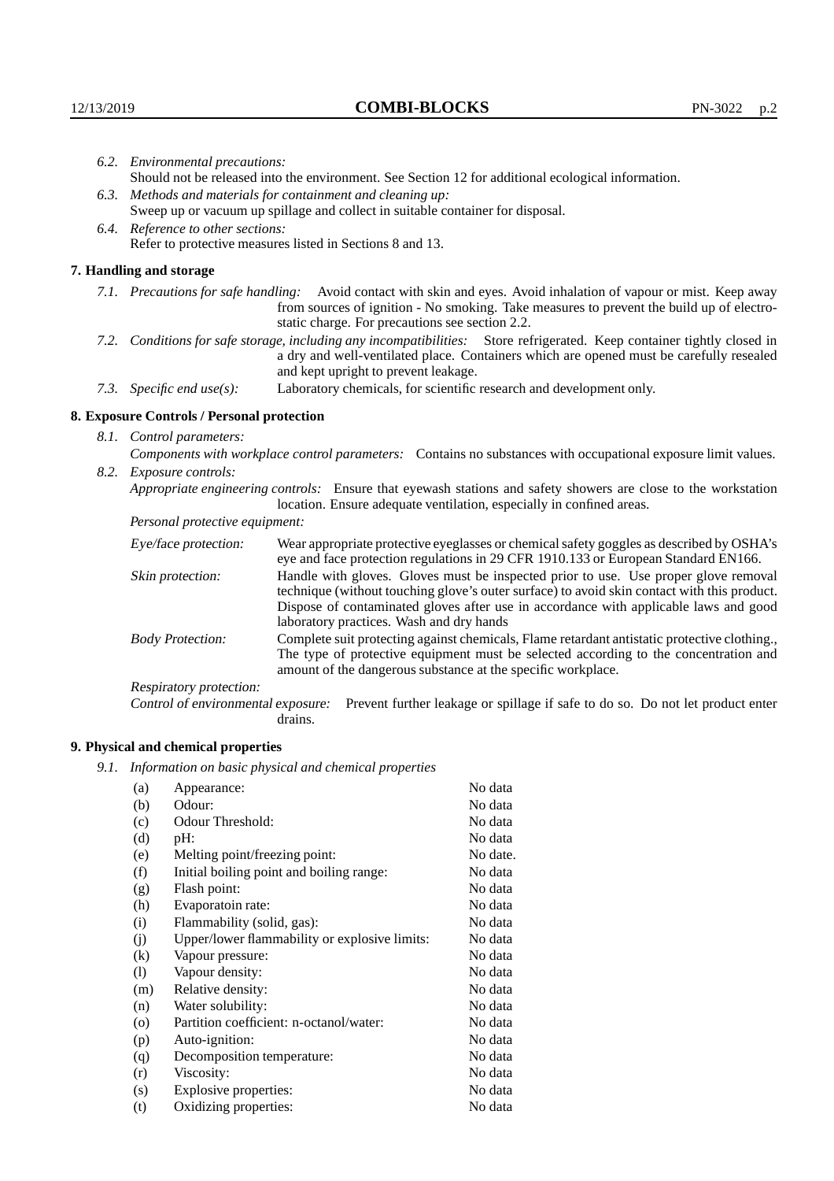6.2. *Environmental precautions:*
Should not be released into the environment. See Section 12 for additional ecological information.

6.3. *Methods and materials for containment and cleaning up:*
Sweep up or vacuum up spillage and collect in suitable container for disposal.

6.4. *Reference to other sections:*
Refer to protective measures listed in Sections 8 and 13.

## 7. Handling and storage

7.1. *Precautions for safe handling:* Avoid contact with skin and eyes. Avoid inhalation of vapour or mist. Keep away from sources of ignition - No smoking. Take measures to prevent the build up of electrostatic charge. For precautions see section 2.2.

7.2. *Conditions for safe storage, including any incompatibilities:* Store refrigerated. Keep container tightly closed in a dry and well-ventilated place. Containers which are opened must be carefully resealed and kept upright to prevent leakage.

7.3. *Specific end use(s):* Laboratory chemicals, for scientific research and development only.

## 8. Exposure Controls / Personal protection

8.1. *Control parameters:*
*Components with workplace control parameters:* Contains no substances with occupational exposure limit values.

8.2. *Exposure controls:*
*Appropriate engineering controls:* Ensure that eyewash stations and safety showers are close to the workstation location. Ensure adequate ventilation, especially in confined areas.

*Personal protective equipment:*

*Eye/face protection:* Wear appropriate protective eyeglasses or chemical safety goggles as described by OSHA's eye and face protection regulations in 29 CFR 1910.133 or European Standard EN166.

*Skin protection:* Handle with gloves. Gloves must be inspected prior to use. Use proper glove removal technique (without touching glove's outer surface) to avoid skin contact with this product. Dispose of contaminated gloves after use in accordance with applicable laws and good laboratory practices. Wash and dry hands

*Body Protection:* Complete suit protecting against chemicals, Flame retardant antistatic protective clothing., The type of protective equipment must be selected according to the concentration and amount of the dangerous substance at the specific workplace.

*Respiratory protection:*

*Control of environmental exposure:* Prevent further leakage or spillage if safe to do so. Do not let product enter drains.

## 9. Physical and chemical properties

9.1. *Information on basic physical and chemical properties*

| | | |
|---|---|---|
| (a) | Appearance: | No data |
| (b) | Odour: | No data |
| (c) | Odour Threshold: | No data |
| (d) | pH: | No data |
| (e) | Melting point/freezing point: | No date. |
| (f) | Initial boiling point and boiling range: | No data |
| (g) | Flash point: | No data |
| (h) | Evaporatoin rate: | No data |
| (i) | Flammability (solid, gas): | No data |
| (j) | Upper/lower flammability or explosive limits: | No data |
| (k) | Vapour pressure: | No data |
| (l) | Vapour density: | No data |
| (m) | Relative density: | No data |
| (n) | Water solubility: | No data |
| (o) | Partition coefficient: n-octanol/water: | No data |
| (p) | Auto-ignition: | No data |
| (q) | Decomposition temperature: | No data |
| (r) | Viscosity: | No data |
| (s) | Explosive properties: | No data |
| (t) | Oxidizing properties: | No data |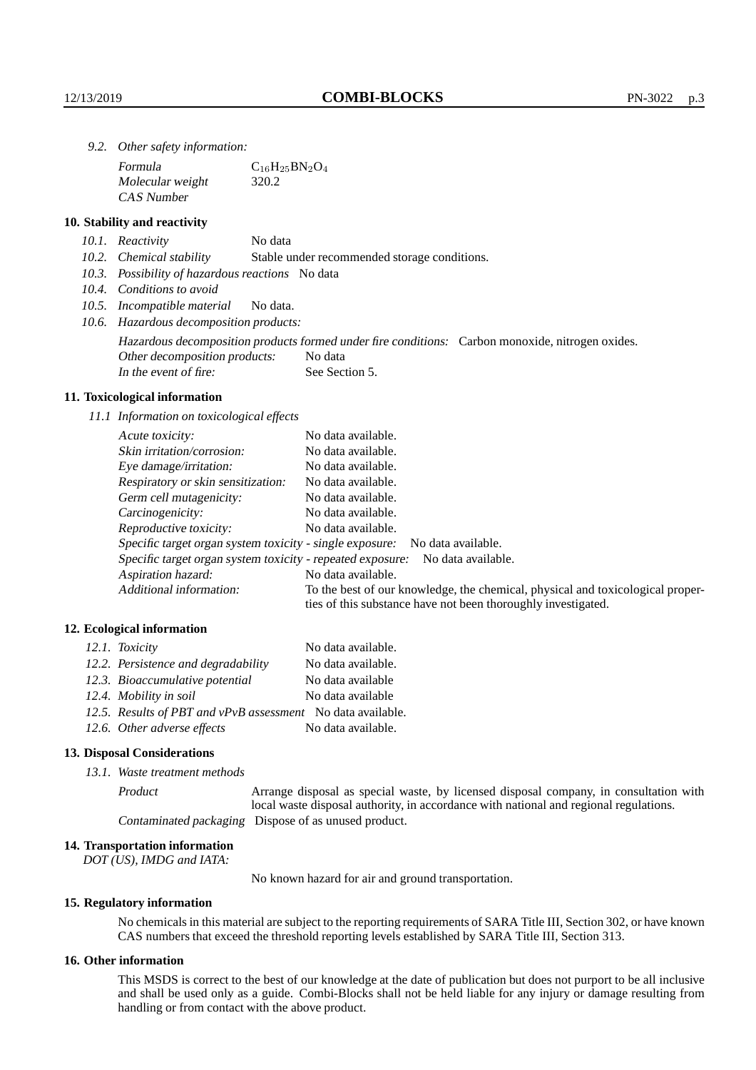*9.2. Other safety information:*

| | |
|---|---|
| *Formula* | $C_{16}H_{25}BN_2O_4$ |
| *Molecular weight* | 320.2 |
| *CAS Number* | |

## 10. Stability and reactivity

*10.1. Reactivity* No data

*10.2. Chemical stability* Stable under recommended storage conditions.

*10.3. Possibility of hazardous reactions* No data

*10.4. Conditions to avoid*

*10.5. Incompatible material* No data.

*10.6. Hazardous decomposition products:*

*Hazardous decomposition products formed under fire conditions:* Carbon monoxide, nitrogen oxides.

*Other decomposition products:* No data

*In the event of fire:* See Section 5.

## 11. Toxicological information

*11.1 Information on toxicological effects*

| | |
|---|---|
| *Acute toxicity:* | No data available. |
| *Skin irritation/corrosion:* | No data available. |
| *Eye damage/irritation:* | No data available. |
| *Respiratory or skin sensitization:* | No data available. |
| *Germ cell mutagenicity:* | No data available. |
| *Carcinogenicity:* | No data available. |
| *Reproductive toxicity:* | No data available. |
| *Specific target organ system toxicity - single exposure:* | No data available. |
| *Specific target organ system toxicity - repeated exposure:* | No data available. |
| *Aspiration hazard:* | No data available. |
| *Additional information:* | To the best of our knowledge, the chemical, physical and toxicological properties of this substance have not been thoroughly investigated. |

## 12. Ecological information

| | |
|---|---|
| *12.1. Toxicity* | No data available. |
| *12.2. Persistence and degradability* | No data available. |
| *12.3. Bioaccumulative potential* | No data available |
| *12.4. Mobility in soil* | No data available |
| *12.5. Results of PBT and vPvB assessment* | No data available. |
| *12.6. Other adverse effects* | No data available. |

## 13. Disposal Considerations

*13.1. Waste treatment methods*

*Product* Arrange disposal as special waste, by licensed disposal company, in consultation with local waste disposal authority, in accordance with national and regional regulations.

*Contaminated packaging* Dispose of as unused product.

## 14. Transportation information

*DOT (US), IMDG and IATA:*

No known hazard for air and ground transportation.

## 15. Regulatory information

No chemicals in this material are subject to the reporting requirements of SARA Title III, Section 302, or have known CAS numbers that exceed the threshold reporting levels established by SARA Title III, Section 313.

## 16. Other information

This MSDS is correct to the best of our knowledge at the date of publication but does not purport to be all inclusive and shall be used only as a guide. Combi-Blocks shall not be held liable for any injury or damage resulting from handling or from contact with the above product.